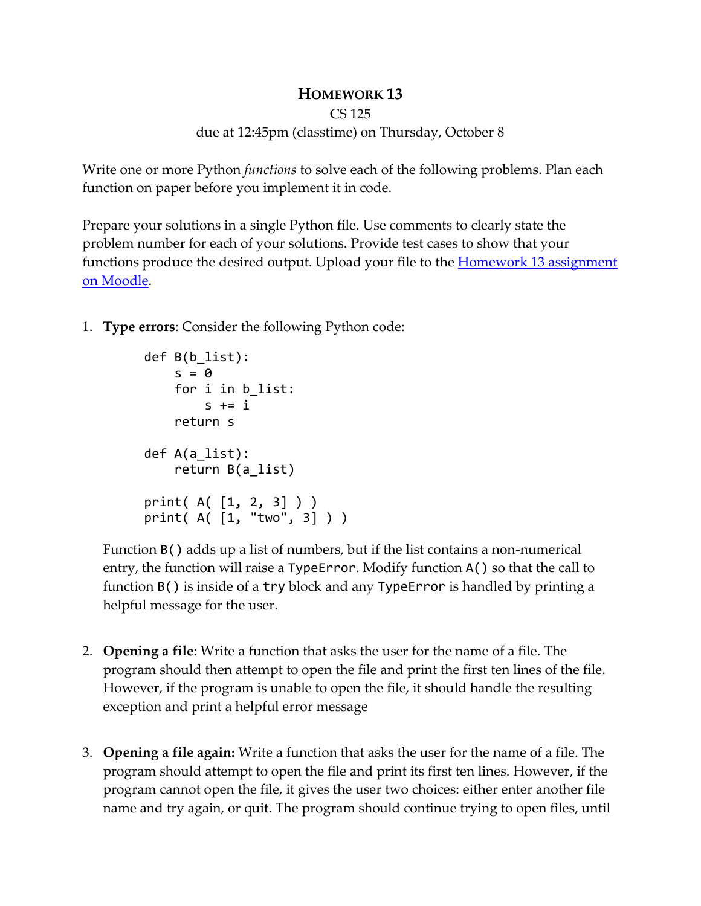# HOMEWORK 13

CS 125

due at 12:45pm (classtime) on Thursday, October 8

Write one or more Python *functions* to solve each of the following problems. Plan each function on paper before you implement it in code.

Prepare your solutions in a single Python file. Use comments to clearly state the problem number for each of your solutions. Provide test cases to show that your functions produce the desired output. Upload your file to the [Homework 13 assignment on Moodle]().

1. **Type errors**: Consider the following Python code:

   ```
   def B(b_list):
       s = 0
       for i in b_list:
           s += i
       return s

   def A(a_list):
       return B(a_list)

   print( A( [1, 2, 3] ) )
   print( A( [1, "two", 3] ) )
   ```

   Function `B()` adds up a list of numbers, but if the list contains a non-numerical entry, the function will raise a `TypeError`. Modify function `A()` so that the call to function `B()` is inside of a `try` block and any `TypeError` is handled by printing a helpful message for the user.

2. **Opening a file**: Write a function that asks the user for the name of a file. The program should then attempt to open the file and print the first ten lines of the file. However, if the program is unable to open the file, it should handle the resulting exception and print a helpful error message

3. **Opening a file again:** Write a function that asks the user for the name of a file. The program should attempt to open the file and print its first ten lines. However, if the program cannot open the file, it gives the user two choices: either enter another file name and try again, or quit. The program should continue trying to open files, until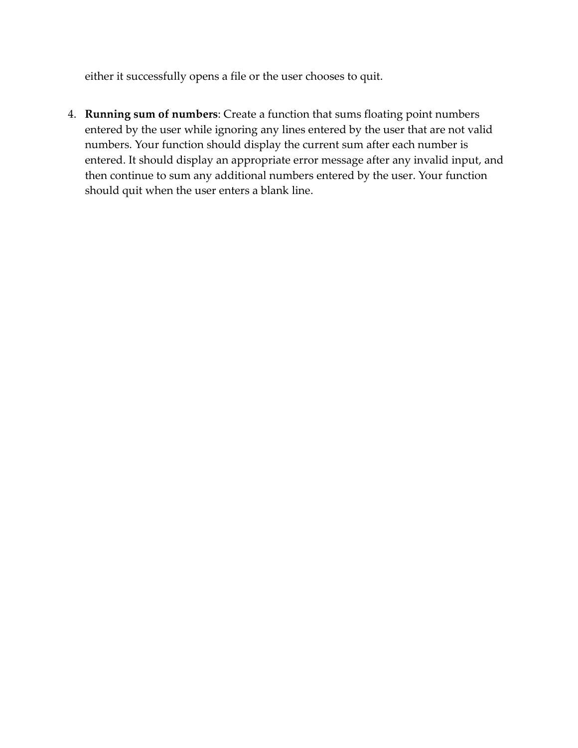either it successfully opens a file or the user chooses to quit.

4. **Running sum of numbers**: Create a function that sums floating point numbers entered by the user while ignoring any lines entered by the user that are not valid numbers. Your function should display the current sum after each number is entered. It should display an appropriate error message after any invalid input, and then continue to sum any additional numbers entered by the user. Your function should quit when the user enters a blank line.